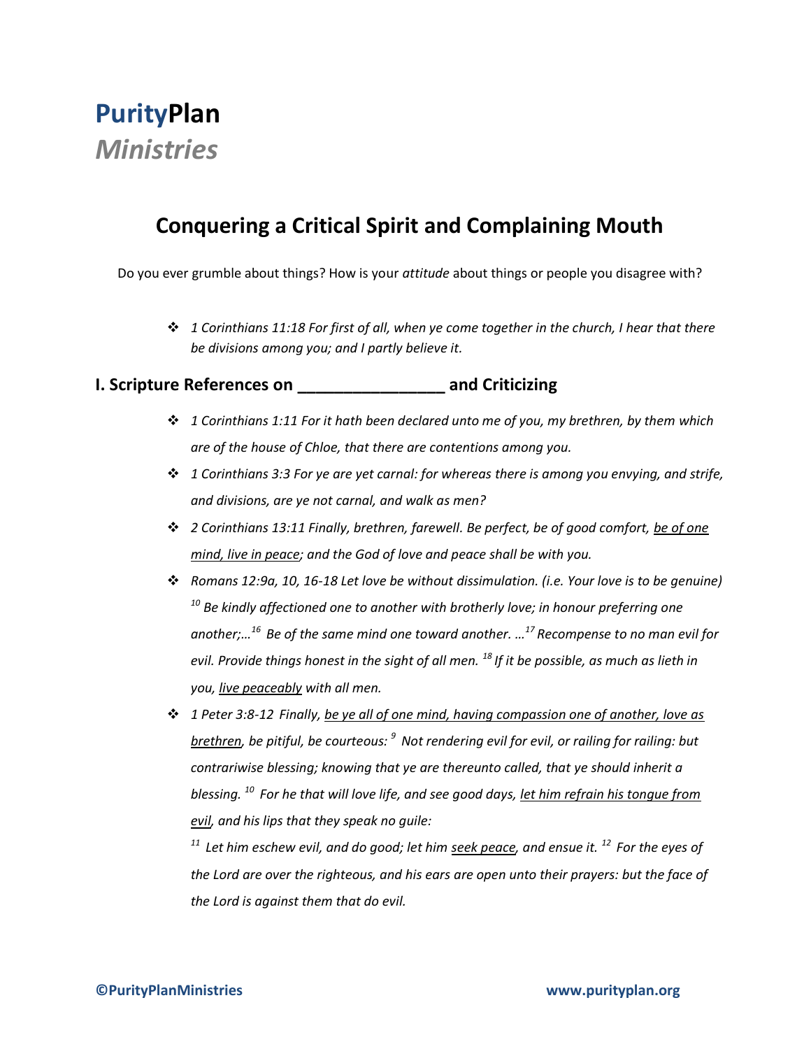# **Purity**Plan
*Ministries*

## Conquering a Critical Spirit and Complaining Mouth

Do you ever grumble about things? How is your *attitude* about things or people you disagree with?

- *1 Corinthians 11:18 For first of all, when ye come together in the church, I hear that there be divisions among you; and I partly believe it.*

### I. Scripture References on ________________ and Criticizing

- *1 Corinthians 1:11 For it hath been declared unto me of you, my brethren, by them which are of the house of Chloe, that there are contentions among you.*
- *1 Corinthians 3:3 For ye are yet carnal: for whereas there is among you envying, and strife, and divisions, are ye not carnal, and walk as men?*
- *2 Corinthians 13:11 Finally, brethren, farewell. Be perfect, be of good comfort, <u>be of one mind, live in peace</u>; and the God of love and peace shall be with you.*
- *Romans 12:9a, 10, 16-18 Let love be without dissimulation. (i.e. Your love is to be genuine) [10] Be kindly affectioned one to another with brotherly love; in honour preferring one another;…[16] Be of the same mind one toward another. …[17] Recompense to no man evil for evil. Provide things honest in the sight of all men. [18] If it be possible, as much as lieth in you, <u>live peaceably</u> with all men.*
- *1 Peter 3:8-12 Finally, <u>be ye all of one mind, having compassion one of another, love as brethren</u>, be pitiful, be courteous: [9] Not rendering evil for evil, or railing for railing: but contrariwise blessing; knowing that ye are thereunto called, that ye should inherit a blessing. [10] For he that will love life, and see good days, <u>let him refrain his tongue from evil</u>, and his lips that they speak no guile:*

  *[11] Let him eschew evil, and do good; let him <u>seek peace</u>, and ensue it. [12] For the eyes of the Lord are over the righteous, and his ears are open unto their prayers: but the face of the Lord is against them that do evil.*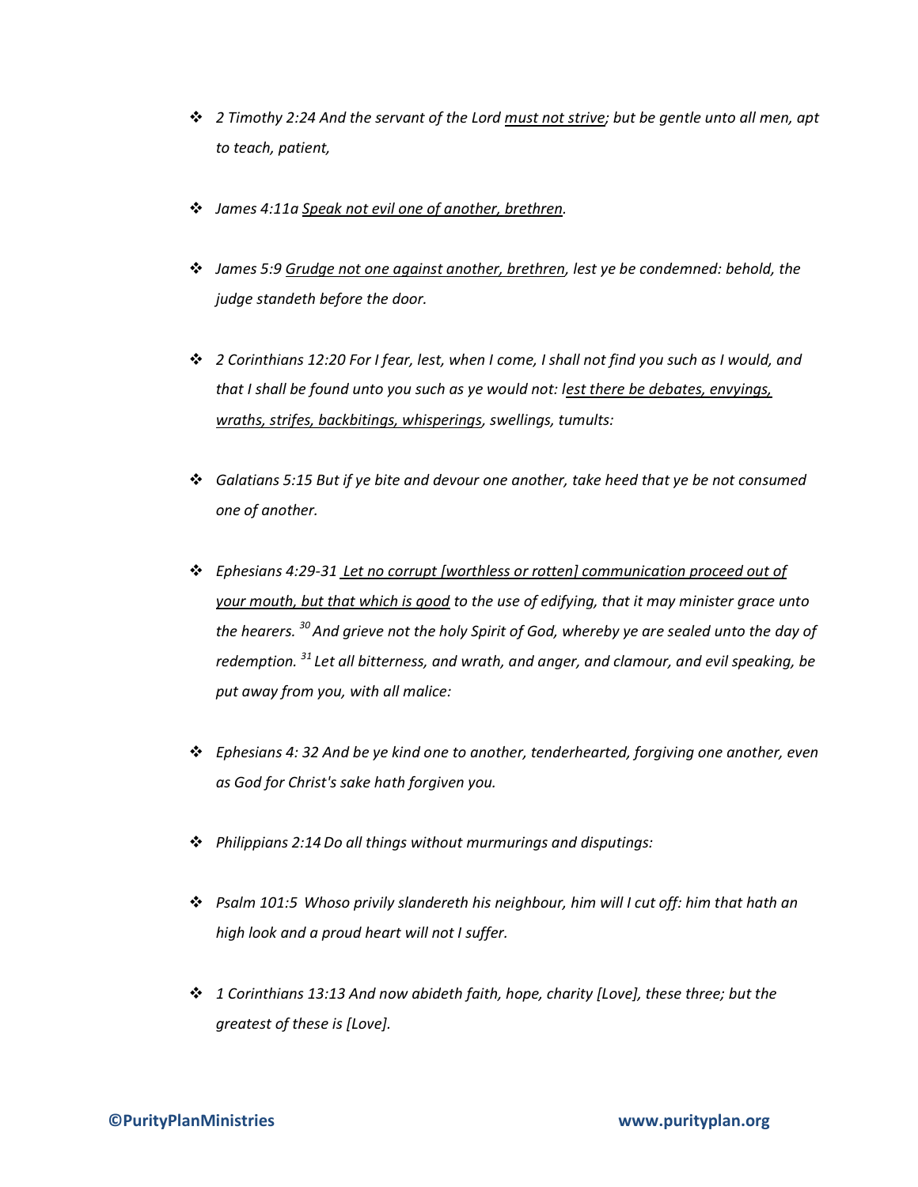- *2 Timothy 2:24 And the servant of the Lord <u>must not strive</u>; but be gentle unto all men, apt to teach, patient,*

- *James 4:11a <u>Speak not evil one of another, brethren</u>.*

- *James 5:9 <u>Grudge not one against another, brethren</u>, lest ye be condemned: behold, the judge standeth before the door.*

- *2 Corinthians 12:20 For I fear, lest, when I come, I shall not find you such as I would, and that I shall be found unto you such as ye would not: l<u>est there be debates, envyings, wraths, strifes, backbitings, whisperings</u>, swellings, tumults:*

- *Galatians 5:15 But if ye bite and devour one another, take heed that ye be not consumed one of another.*

- *Ephesians 4:29-31 <u>Let no corrupt [worthless or rotten] communication proceed out of your mouth, but that which is good</u> to the use of edifying, that it may minister grace unto the hearers. [30] And grieve not the holy Spirit of God, whereby ye are sealed unto the day of redemption. [31] Let all bitterness, and wrath, and anger, and clamour, and evil speaking, be put away from you, with all malice:*

- *Ephesians 4: 32 And be ye kind one to another, tenderhearted, forgiving one another, even as God for Christ's sake hath forgiven you.*

- *Philippians 2:14 Do all things without murmurings and disputings:*

- *Psalm 101:5 Whoso privily slandereth his neighbour, him will I cut off: him that hath an high look and a proud heart will not I suffer.*

- *1 Corinthians 13:13 And now abideth faith, hope, charity [Love], these three; but the greatest of these is [Love].*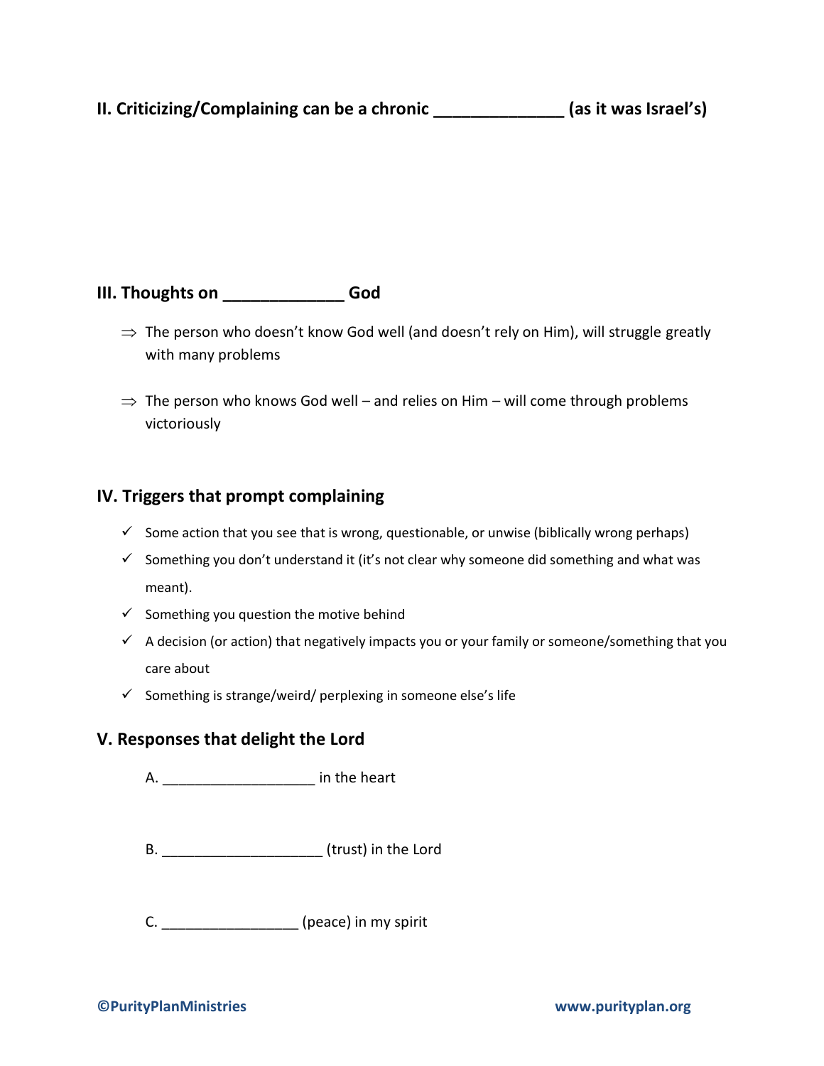## II. Criticizing/Complaining can be a chronic ______________ (as it was Israel's)

## III. Thoughts on _____________ God

⇒ The person who doesn't know God well (and doesn't rely on Him), will struggle greatly with many problems

⇒ The person who knows God well – and relies on Him – will come through problems victoriously

## IV. Triggers that prompt complaining

✓ Some action that you see that is wrong, questionable, or unwise (biblically wrong perhaps)

✓ Something you don't understand it (it's not clear why someone did something and what was meant).

✓ Something you question the motive behind

✓ A decision (or action) that negatively impacts you or your family or someone/something that you care about

✓ Something is strange/weird/ perplexing in someone else's life

## V. Responses that delight the Lord

A. ___________________ in the heart

B. ____________________ (trust) in the Lord

C. _________________ (peace) in my spirit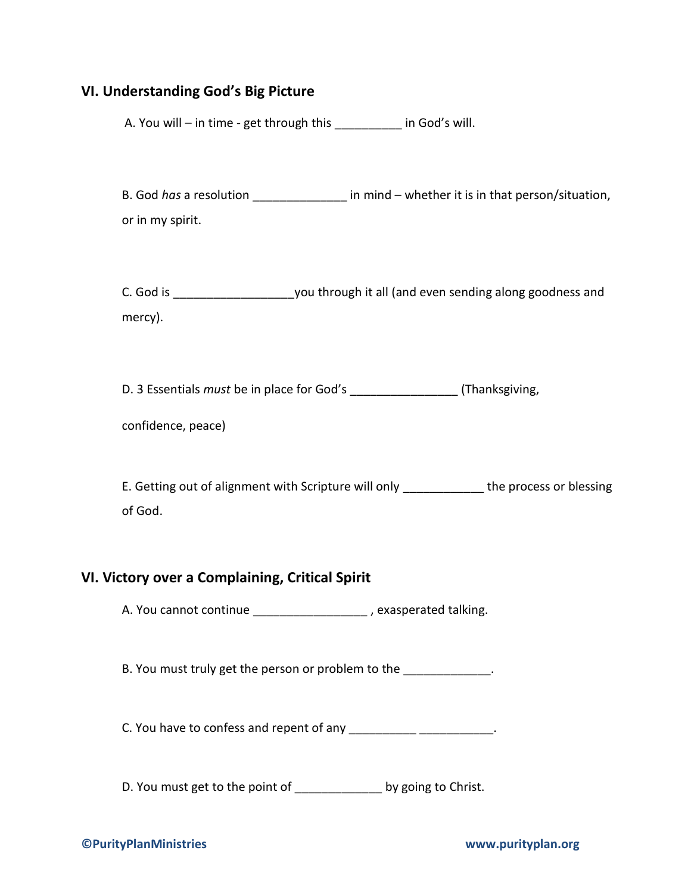## VI. Understanding God's Big Picture

A. You will – in time - get through this __________ in God's will.

B. God *has* a resolution ______________ in mind – whether it is in that person/situation, or in my spirit.

C. God is __________________you through it all (and even sending along goodness and mercy).

D. 3 Essentials *must* be in place for God's ________________ (Thanksgiving, confidence, peace)

E. Getting out of alignment with Scripture will only ____________ the process or blessing of God.

## VI. Victory over a Complaining, Critical Spirit

A. You cannot continue _________________ , exasperated talking.

B. You must truly get the person or problem to the _____________.

C. You have to confess and repent of any __________ ___________.

D. You must get to the point of _____________ by going to Christ.

**©PurityPlanMinistries** **www.purityplan.org**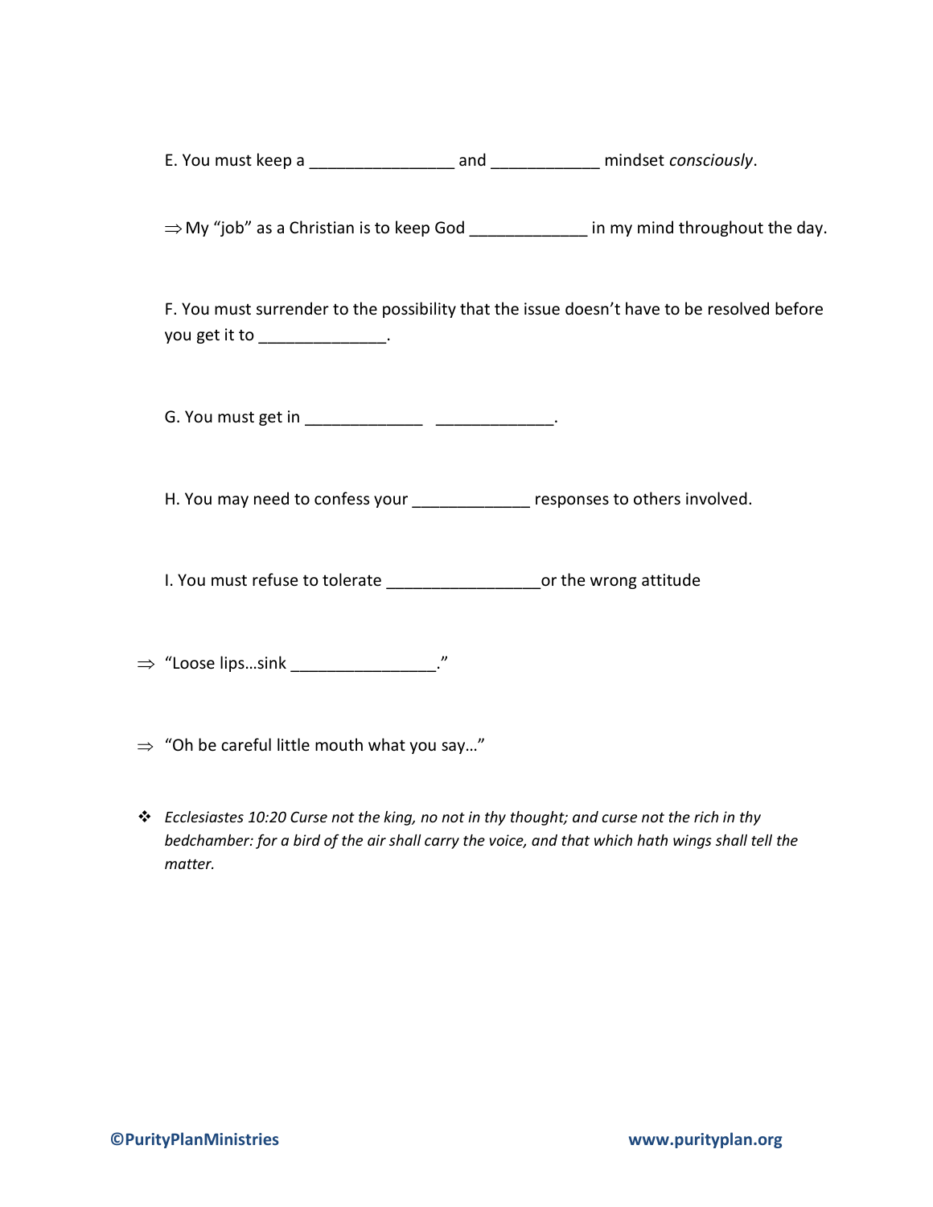E. You must keep a ________________ and ____________ mindset *consciously*.

⇒ My "job" as a Christian is to keep God _____________ in my mind throughout the day.

F. You must surrender to the possibility that the issue doesn't have to be resolved before you get it to ______________.

G. You must get in _____________ _____________.

H. You may need to confess your _____________ responses to others involved.

I. You must refuse to tolerate _________________or the wrong attitude

⇒ "Loose lips…sink ________________."

⇒ "Oh be careful little mouth what you say…"

❖ *Ecclesiastes 10:20 Curse not the king, no not in thy thought; and curse not the rich in thy bedchamber: for a bird of the air shall carry the voice, and that which hath wings shall tell the matter.*

**©PurityPlanMinistries** **www.purityplan.org**